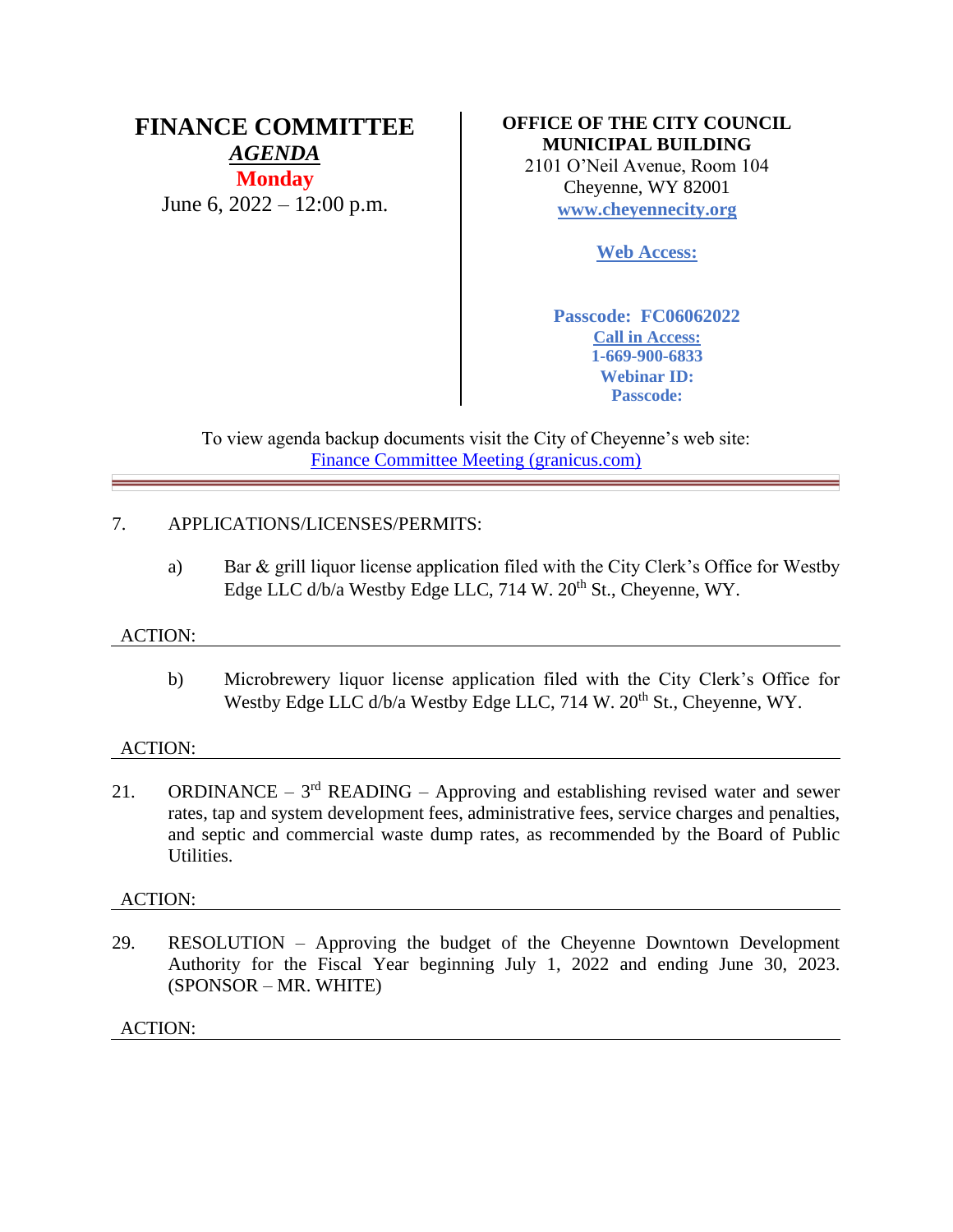# FINANCE COMMITTEE

***AGENDA***

**Monday**

June 6, 2022 – 12:00 p.m.

**OFFICE OF THE CITY COUNCIL**
**MUNICIPAL BUILDING**
2101 O'Neil Avenue, Room 104
Cheyenne, WY 82001
**www.cheyennecity.org**

**Web Access:**

**Passcode: FC06062022**
**Call in Access:**
**1-669-900-6833**
**Webinar ID:**
**Passcode:**

To view agenda backup documents visit the City of Cheyenne's web site:
Finance Committee Meeting (granicus.com)

---

7. APPLICATIONS/LICENSES/PERMITS:

   a) Bar & grill liquor license application filed with the City Clerk's Office for Westby Edge LLC d/b/a Westby Edge LLC, 714 W. 20th St., Cheyenne, WY.

ACTION:

---

   b) Microbrewery liquor license application filed with the City Clerk's Office for Westby Edge LLC d/b/a Westby Edge LLC, 714 W. 20th St., Cheyenne, WY.

ACTION:

---

21. ORDINANCE – 3rd READING – Approving and establishing revised water and sewer rates, tap and system development fees, administrative fees, service charges and penalties, and septic and commercial waste dump rates, as recommended by the Board of Public Utilities.

ACTION:

---

29. RESOLUTION – Approving the budget of the Cheyenne Downtown Development Authority for the Fiscal Year beginning July 1, 2022 and ending June 30, 2023. (SPONSOR – MR. WHITE)

ACTION:

---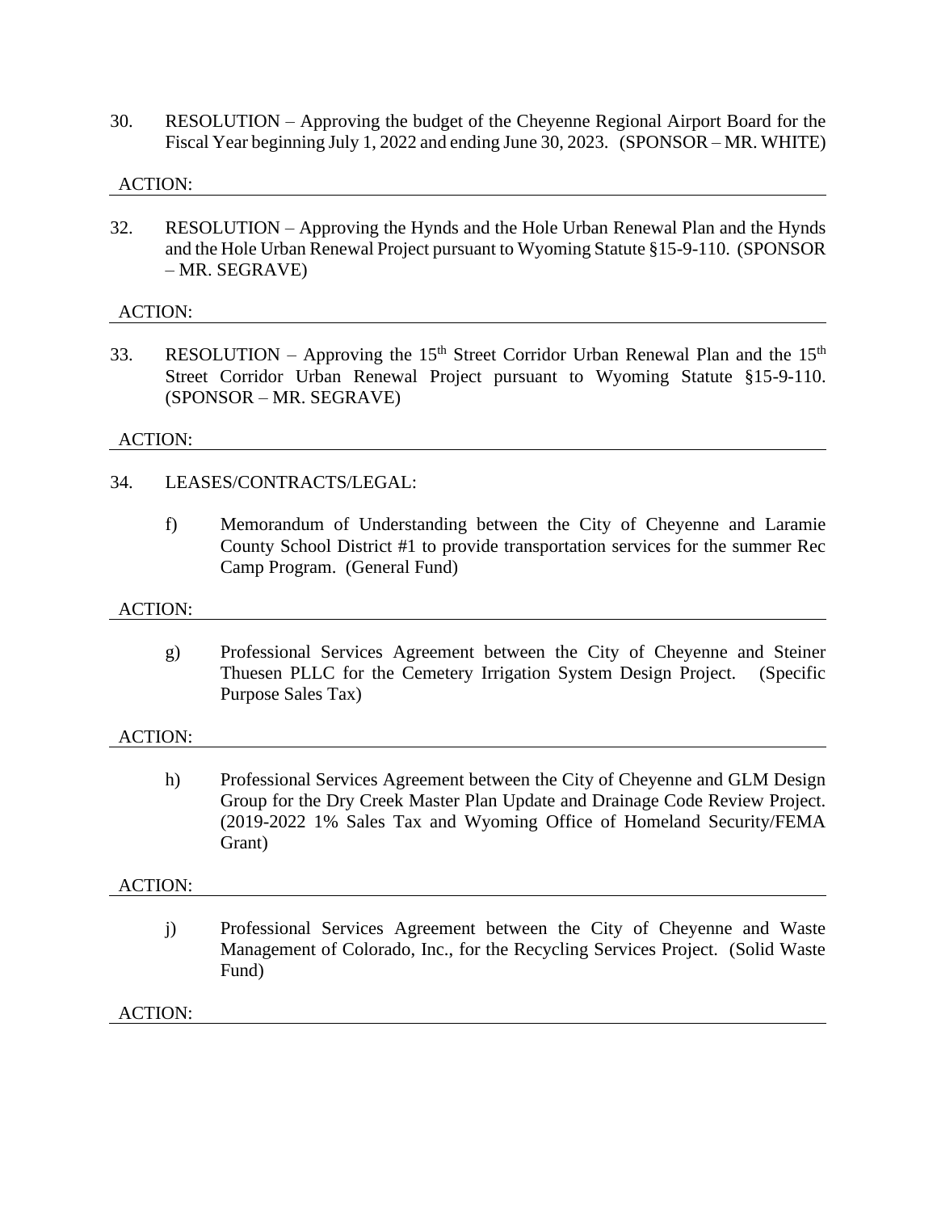30. RESOLUTION – Approving the budget of the Cheyenne Regional Airport Board for the Fiscal Year beginning July 1, 2022 and ending June 30, 2023. (SPONSOR – MR. WHITE)

ACTION:

---

32. RESOLUTION – Approving the Hynds and the Hole Urban Renewal Plan and the Hynds and the Hole Urban Renewal Project pursuant to Wyoming Statute §15-9-110. (SPONSOR – MR. SEGRAVE)

ACTION:

---

33. RESOLUTION – Approving the 15th Street Corridor Urban Renewal Plan and the 15th Street Corridor Urban Renewal Project pursuant to Wyoming Statute §15-9-110. (SPONSOR – MR. SEGRAVE)

ACTION:

---

34. LEASES/CONTRACTS/LEGAL:

    f) Memorandum of Understanding between the City of Cheyenne and Laramie County School District #1 to provide transportation services for the summer Rec Camp Program. (General Fund)

ACTION:

---

    g) Professional Services Agreement between the City of Cheyenne and Steiner Thuesen PLLC for the Cemetery Irrigation System Design Project. (Specific Purpose Sales Tax)

ACTION:

---

    h) Professional Services Agreement between the City of Cheyenne and GLM Design Group for the Dry Creek Master Plan Update and Drainage Code Review Project. (2019-2022 1% Sales Tax and Wyoming Office of Homeland Security/FEMA Grant)

ACTION:

---

    j) Professional Services Agreement between the City of Cheyenne and Waste Management of Colorado, Inc., for the Recycling Services Project. (Solid Waste Fund)

ACTION:

---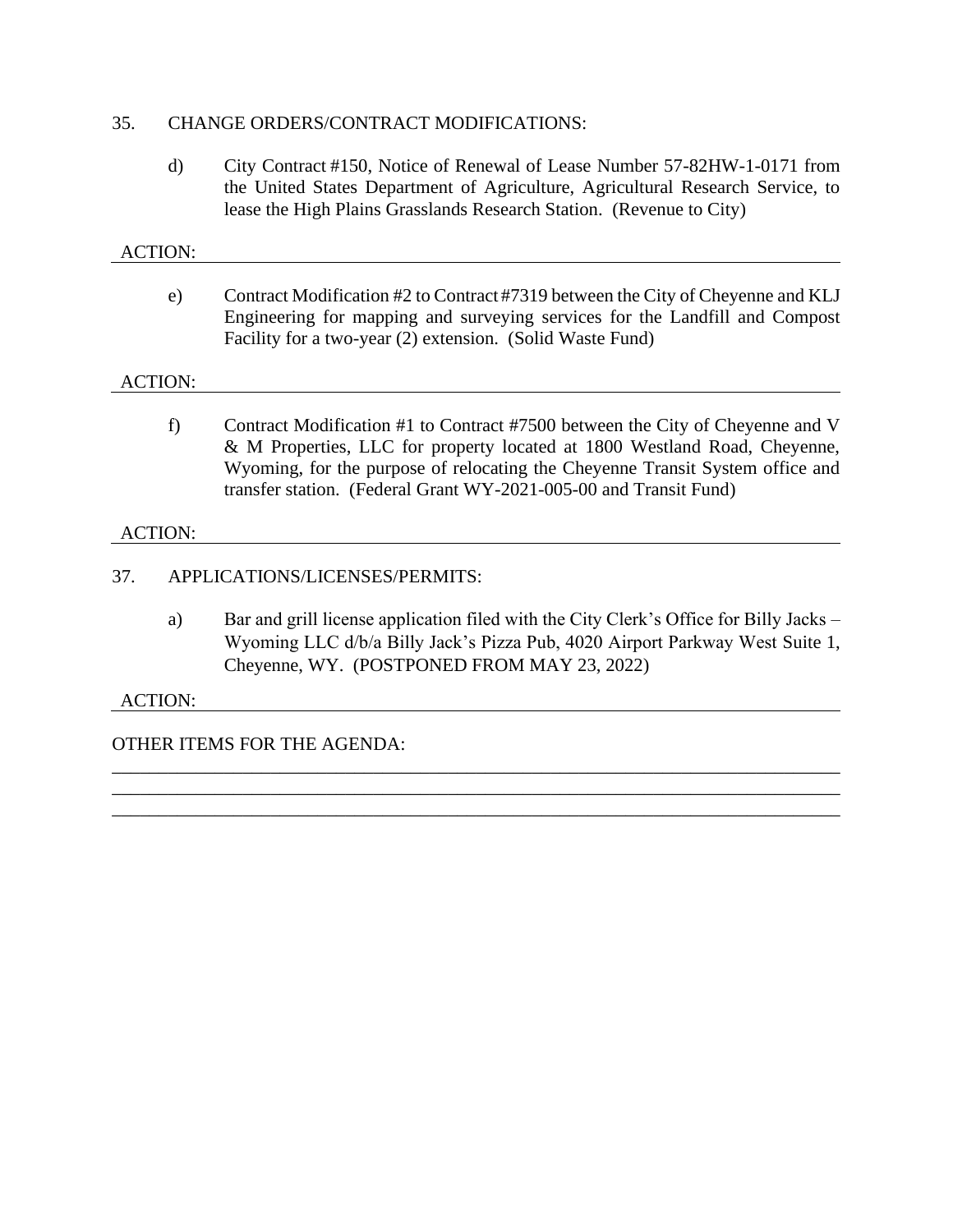35. CHANGE ORDERS/CONTRACT MODIFICATIONS:

d) City Contract #150, Notice of Renewal of Lease Number 57-82HW-1-0171 from the United States Department of Agriculture, Agricultural Research Service, to lease the High Plains Grasslands Research Station. (Revenue to City)

ACTION: ___________________________________________________________________

e) Contract Modification #2 to Contract #7319 between the City of Cheyenne and KLJ Engineering for mapping and surveying services for the Landfill and Compost Facility for a two-year (2) extension. (Solid Waste Fund)

ACTION: ___________________________________________________________________

f) Contract Modification #1 to Contract #7500 between the City of Cheyenne and V & M Properties, LLC for property located at 1800 Westland Road, Cheyenne, Wyoming, for the purpose of relocating the Cheyenne Transit System office and transfer station. (Federal Grant WY-2021-005-00 and Transit Fund)

ACTION: ___________________________________________________________________

37. APPLICATIONS/LICENSES/PERMITS:

a) Bar and grill license application filed with the City Clerk's Office for Billy Jacks – Wyoming LLC d/b/a Billy Jack's Pizza Pub, 4020 Airport Parkway West Suite 1, Cheyenne, WY. (POSTPONED FROM MAY 23, 2022)

ACTION: ___________________________________________________________________

OTHER ITEMS FOR THE AGENDA:

___________________________________________________________________________

___________________________________________________________________________

___________________________________________________________________________